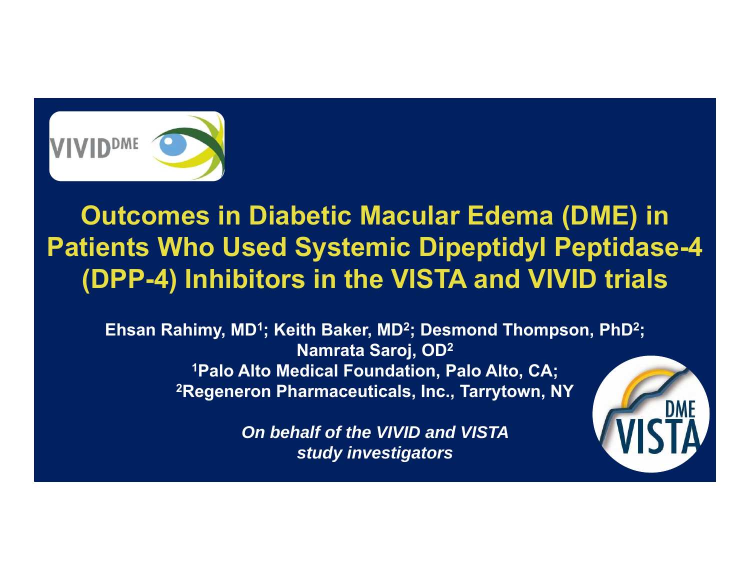# Outcomes in Diabetic Macular Edema (DME) in Patients Who Used Systemic Dipeptidyl Peptidase-4 (DPP-4) Inhibitors in the VISTA and VIVID trials

**Ehsan Rahimy, MD[1]; Keith Baker, MD[2]; Desmond Thompson, PhD[2]; Namrata Saroj, OD[2]**

**[1]Palo Alto Medical Foundation, Palo Alto, CA;**
**[2]Regeneron Pharmaceuticals, Inc., Tarrytown, NY**

***On behalf of the VIVID and VISTA study investigators***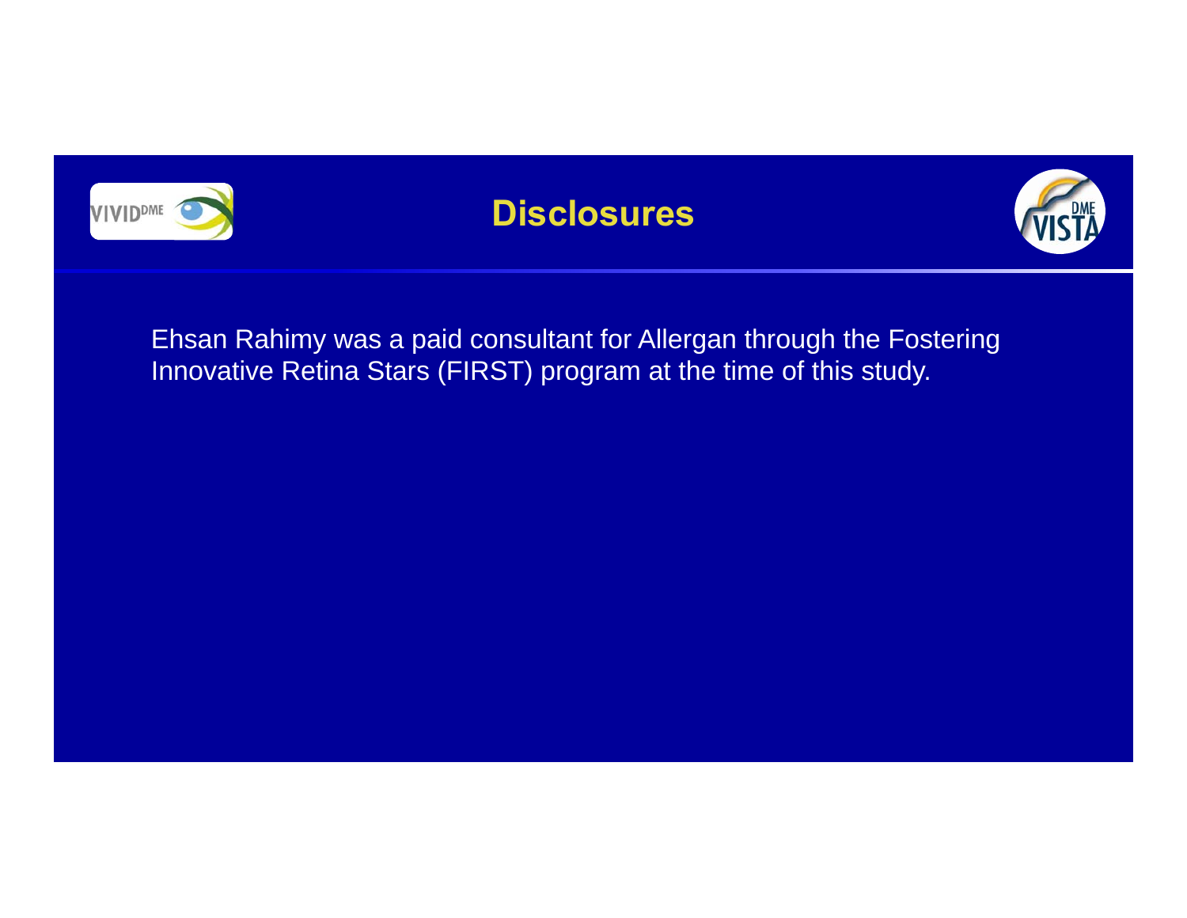# Disclosures

Ehsan Rahimy was a paid consultant for Allergan through the Fostering Innovative Retina Stars (FIRST) program at the time of this study.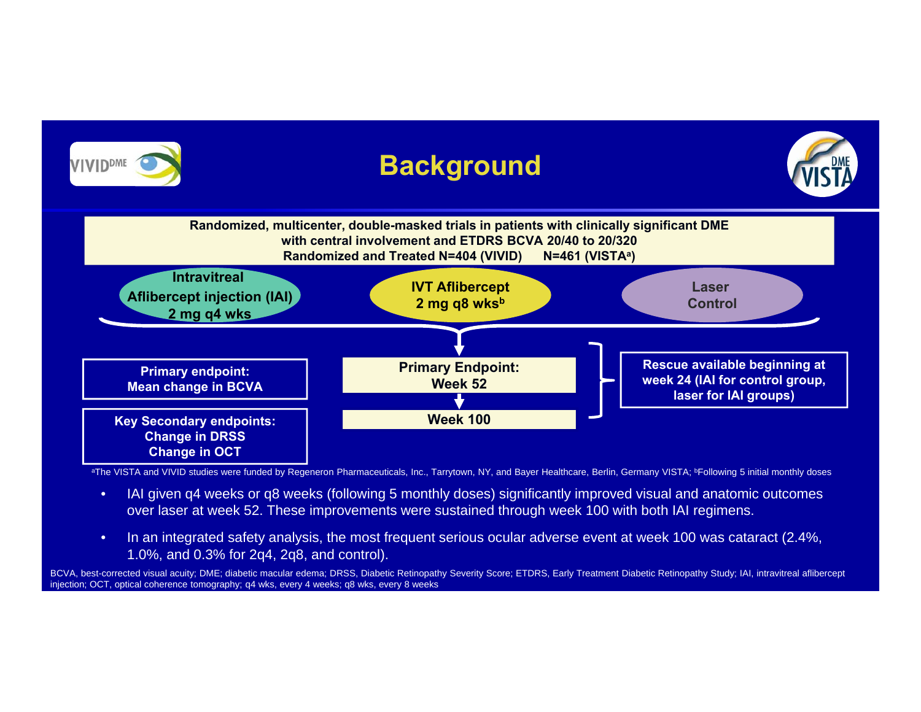# Background

**Randomized, multicenter, double-masked trials in patients with clinically significant DME with central involvement and ETDRS BCVA 20/40 to 20/320**
**Randomized and Treated N=404 (VIVID) N=461 (VISTA[a])**

- **Intravitreal Aflibercept injection (IAI) 2 mg q4 wks**
- **IVT Aflibercept 2 mg q8 wks[b]**
- **Laser Control**

**Primary Endpoint: Week 52**

**Week 100**

**Rescue available beginning at week 24 (IAI for control group, laser for IAI groups)**

**Primary endpoint:**
**Mean change in BCVA**

**Key Secondary endpoints:**
**Change in DRSS**
**Change in OCT**

[a]The VISTA and VIVID studies were funded by Regeneron Pharmaceuticals, Inc., Tarrytown, NY, and Bayer Healthcare, Berlin, Germany VISTA; [b]Following 5 initial monthly doses

- IAI given q4 weeks or q8 weeks (following 5 monthly doses) significantly improved visual and anatomic outcomes over laser at week 52. These improvements were sustained through week 100 with both IAI regimens.
- In an integrated safety analysis, the most frequent serious ocular adverse event at week 100 was cataract (2.4%, 1.0%, and 0.3% for 2q4, 2q8, and control).

BCVA, best-corrected visual acuity; DME; diabetic macular edema; DRSS, Diabetic Retinopathy Severity Score; ETDRS, Early Treatment Diabetic Retinopathy Study; IAI, intravitreal aflibercept injection; OCT, optical coherence tomography; q4 wks, every 4 weeks; q8 wks, every 8 weeks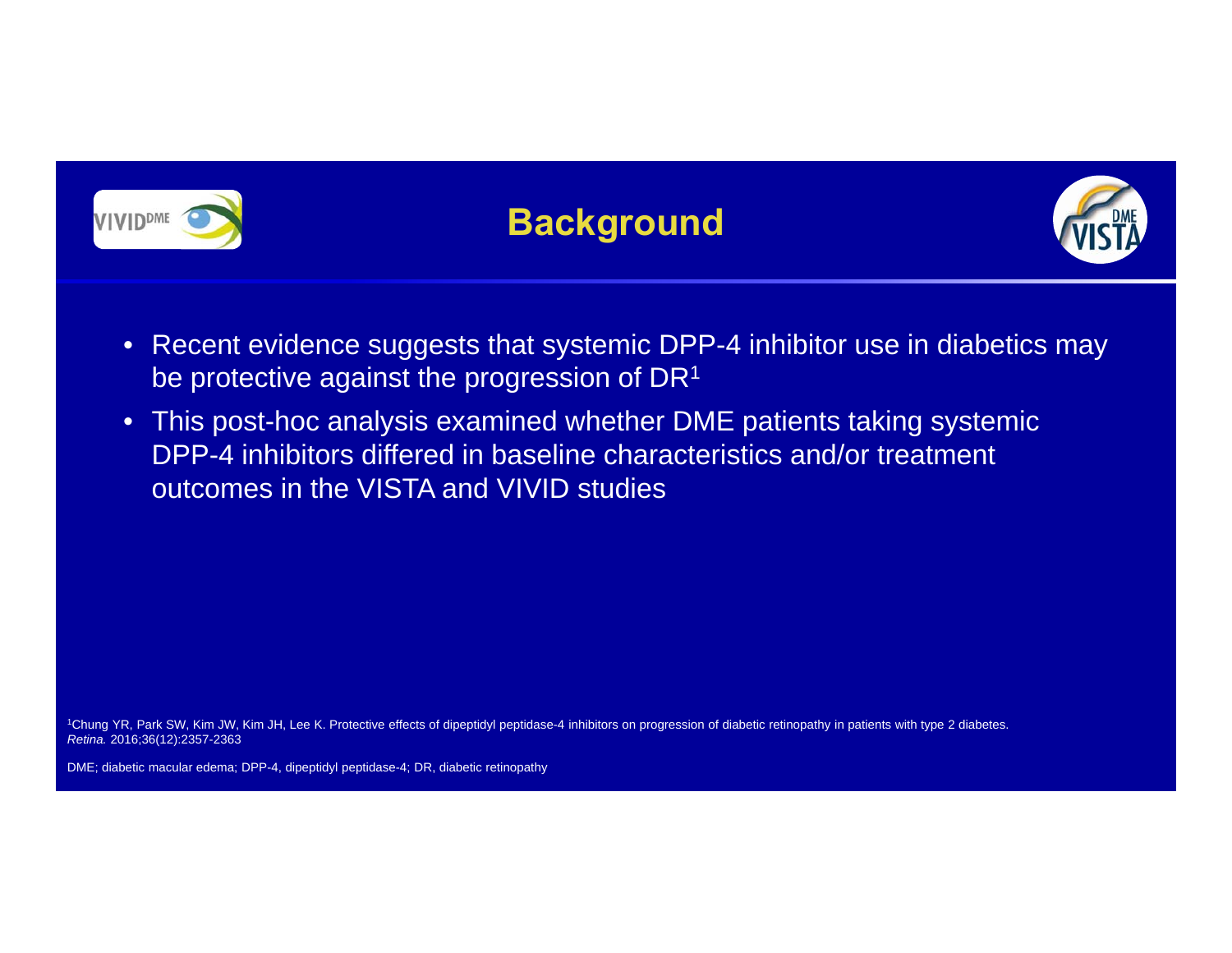# Background

- Recent evidence suggests that systemic DPP-4 inhibitor use in diabetics may be protective against the progression of DR[1]
- This post-hoc analysis examined whether DME patients taking systemic DPP-4 inhibitors differed in baseline characteristics and/or treatment outcomes in the VISTA and VIVID studies

[1]Chung YR, Park SW, Kim JW, Kim JH, Lee K. Protective effects of dipeptidyl peptidase-4 inhibitors on progression of diabetic retinopathy in patients with type 2 diabetes. *Retina.* 2016;36(12):2357-2363

DME; diabetic macular edema; DPP-4, dipeptidyl peptidase-4; DR, diabetic retinopathy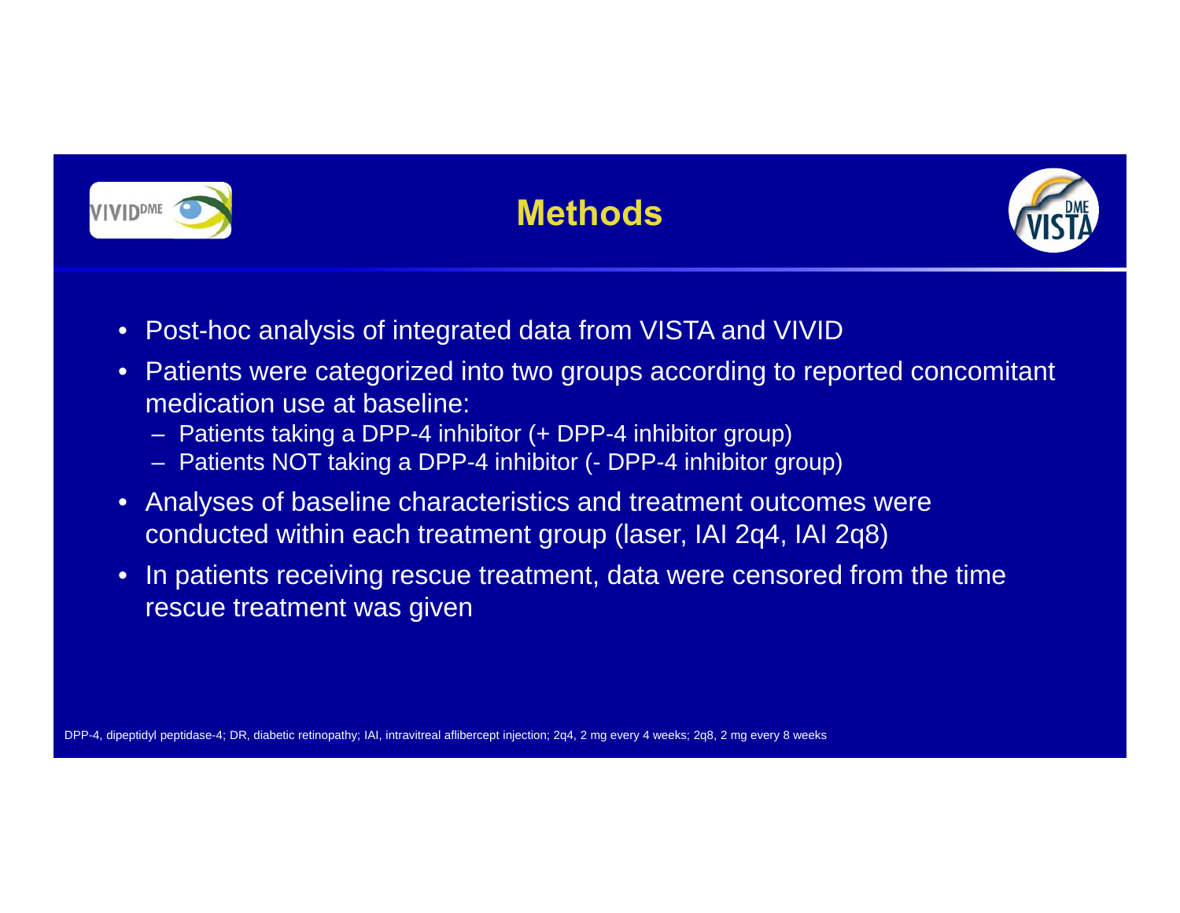# Methods

- Post-hoc analysis of integrated data from VISTA and VIVID
- Patients were categorized into two groups according to reported concomitant medication use at baseline:
  - Patients taking a DPP-4 inhibitor (+ DPP-4 inhibitor group)
  - Patients NOT taking a DPP-4 inhibitor (- DPP-4 inhibitor group)
- Analyses of baseline characteristics and treatment outcomes were conducted within each treatment group (laser, IAI 2q4, IAI 2q8)
- In patients receiving rescue treatment, data were censored from the time rescue treatment was given

DPP-4, dipeptidyl peptidase-4; DR, diabetic retinopathy; IAI, intravitreal aflibercept injection; 2q4, 2 mg every 4 weeks; 2q8, 2 mg every 8 weeks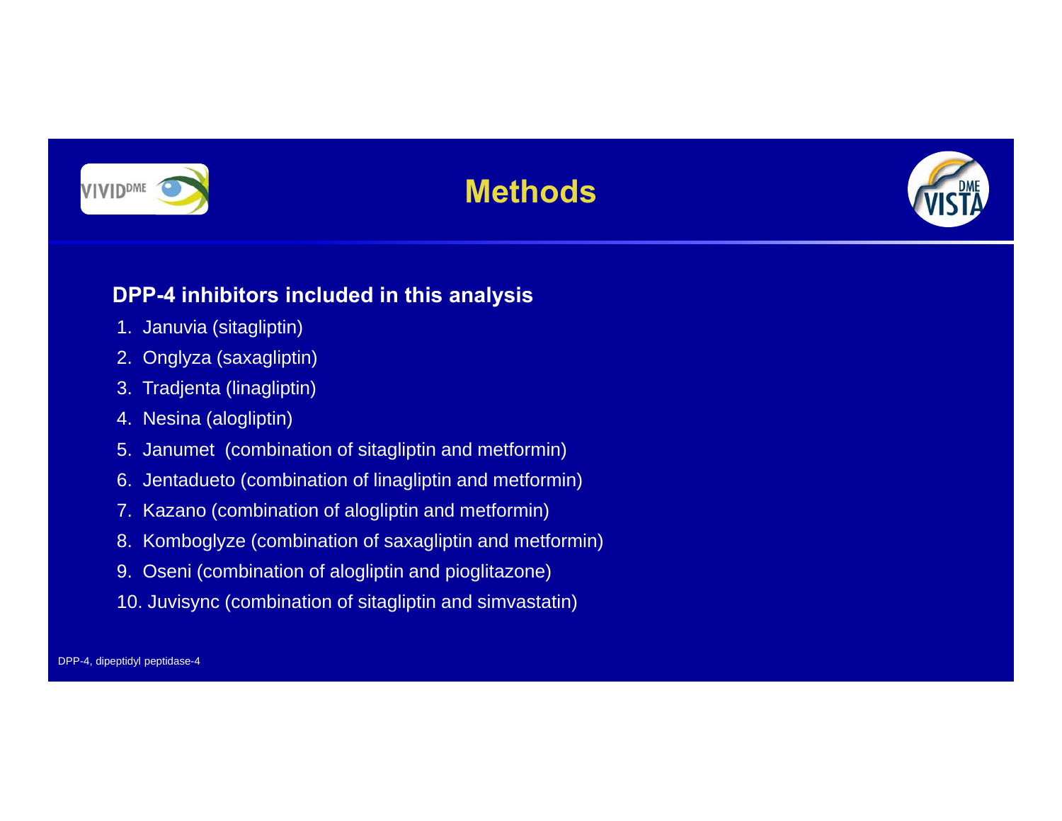# Methods

## DPP-4 inhibitors included in this analysis

1. Januvia (sitagliptin)
2. Onglyza (saxagliptin)
3. Tradjenta (linagliptin)
4. Nesina (alogliptin)
5. Janumet (combination of sitagliptin and metformin)
6. Jentadueto (combination of linagliptin and metformin)
7. Kazano (combination of alogliptin and metformin)
8. Komboglyze (combination of saxagliptin and metformin)
9. Oseni (combination of alogliptin and pioglitazone)
10. Juvisync (combination of sitagliptin and simvastatin)

DPP-4, dipeptidyl peptidase-4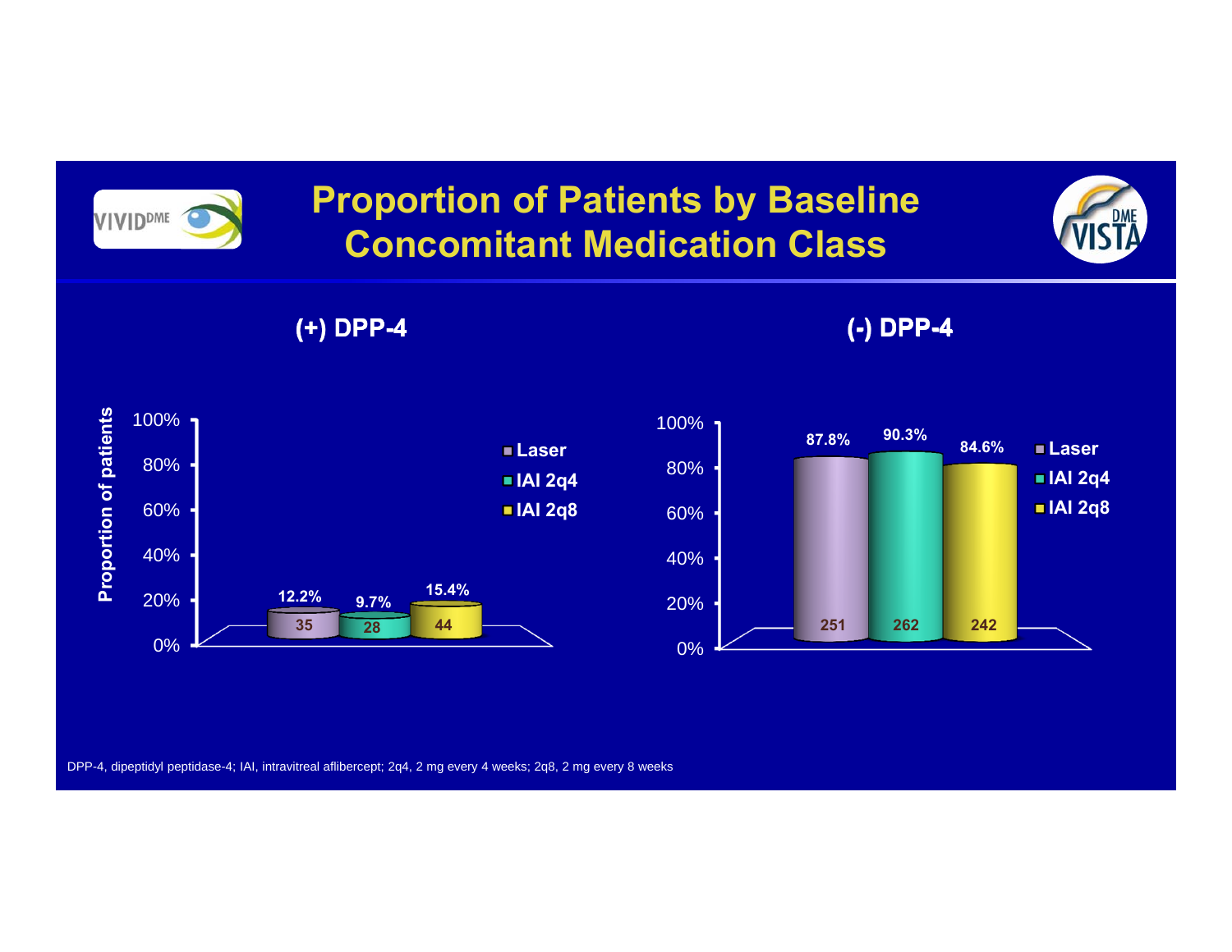# Proportion of Patients by Baseline Concomitant Medication Class

## (+) DPP-4

| | Laser | IAI 2q4 | IAI 2q8 |
|---|---|---|---|
| Proportion of patients | 12.2% | 9.7% | 15.4% |
| n | 35 | 28 | 44 |

## (-) DPP-4

| | Laser | IAI 2q4 | IAI 2q8 |
|---|---|---|---|
| Proportion of patients | 87.8% | 90.3% | 84.6% |
| n | 251 | 262 | 242 |

DPP-4, dipeptidyl peptidase-4; IAI, intravitreal aflibercept; 2q4, 2 mg every 4 weeks; 2q8, 2 mg every 8 weeks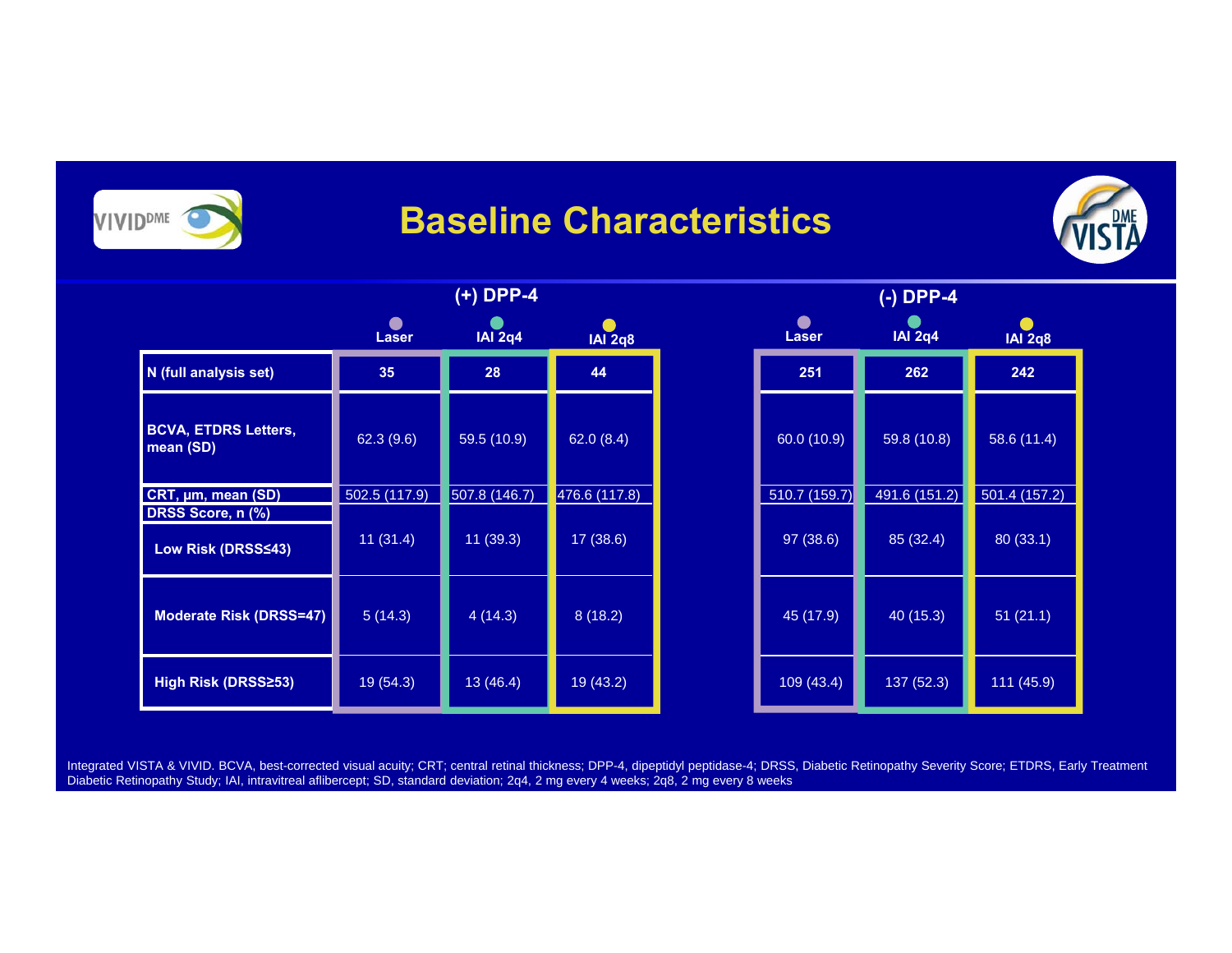# Baseline Characteristics

| | (+) DPP-4 | | | (-) DPP-4 | | |
|---|---|---|---|---|---|---|
| | Laser | IAI 2q4 | IAI 2q8 | Laser | IAI 2q4 | IAI 2q8 |
| **N (full analysis set)** | 35 | 28 | 44 | 251 | 262 | 242 |
| **BCVA, ETDRS Letters, mean (SD)** | 62.3 (9.6) | 59.5 (10.9) | 62.0 (8.4) | 60.0 (10.9) | 59.8 (10.8) | 58.6 (11.4) |
| **CRT, μm, mean (SD)** | 502.5 (117.9) | 507.8 (146.7) | 476.6 (117.8) | 510.7 (159.7) | 491.6 (151.2) | 501.4 (157.2) |
| **DRSS Score, n (%)** | | | | | | |
| **Low Risk (DRSS≤43)** | 11 (31.4) | 11 (39.3) | 17 (38.6) | 97 (38.6) | 85 (32.4) | 80 (33.1) |
| **Moderate Risk (DRSS=47)** | 5 (14.3) | 4 (14.3) | 8 (18.2) | 45 (17.9) | 40 (15.3) | 51 (21.1) |
| **High Risk (DRSS≥53)** | 19 (54.3) | 13 (46.4) | 19 (43.2) | 109 (43.4) | 137 (52.3) | 111 (45.9) |

Integrated VISTA & VIVID. BCVA, best-corrected visual acuity; CRT; central retinal thickness; DPP-4, dipeptidyl peptidase-4; DRSS, Diabetic Retinopathy Severity Score; ETDRS, Early Treatment Diabetic Retinopathy Study; IAI, intravitreal aflibercept; SD, standard deviation; 2q4, 2 mg every 4 weeks; 2q8, 2 mg every 8 weeks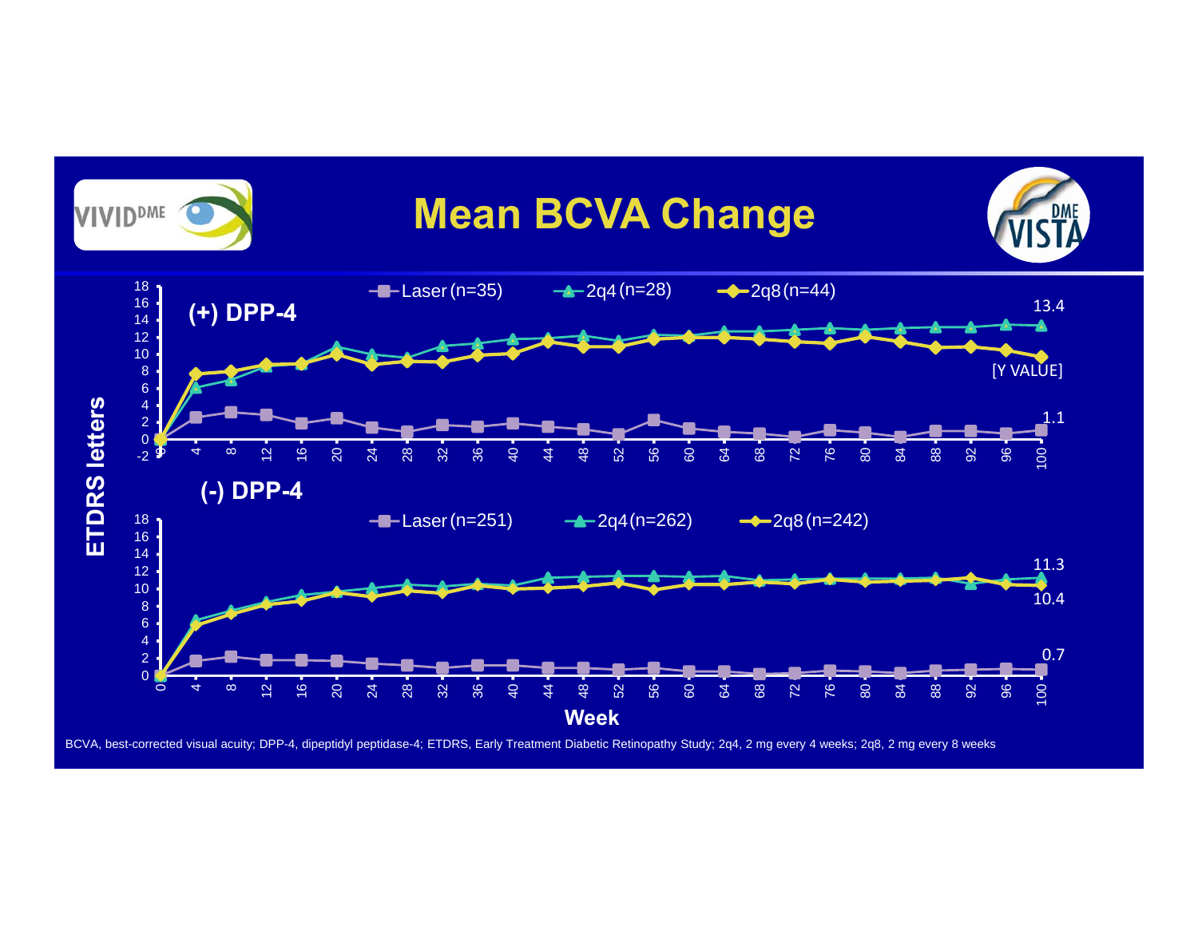# Mean BCVA Change

VIVID DME

DME VISTA

**(+) DPP-4**

Laser (n=35) | 2q4 (n=28) | 2q8 (n=44)

13.4

[Y VALUE]

1.1

**(-) DPP-4**

Laser (n=251) | 2q4 (n=262) | 2q8 (n=242)

11.3

10.4

0.7

ETDRS letters

Week

BCVA, best-corrected visual acuity; DPP-4, dipeptidyl peptidase-4; ETDRS, Early Treatment Diabetic Retinopathy Study; 2q4, 2 mg every 4 weeks; 2q8, 2 mg every 8 weeks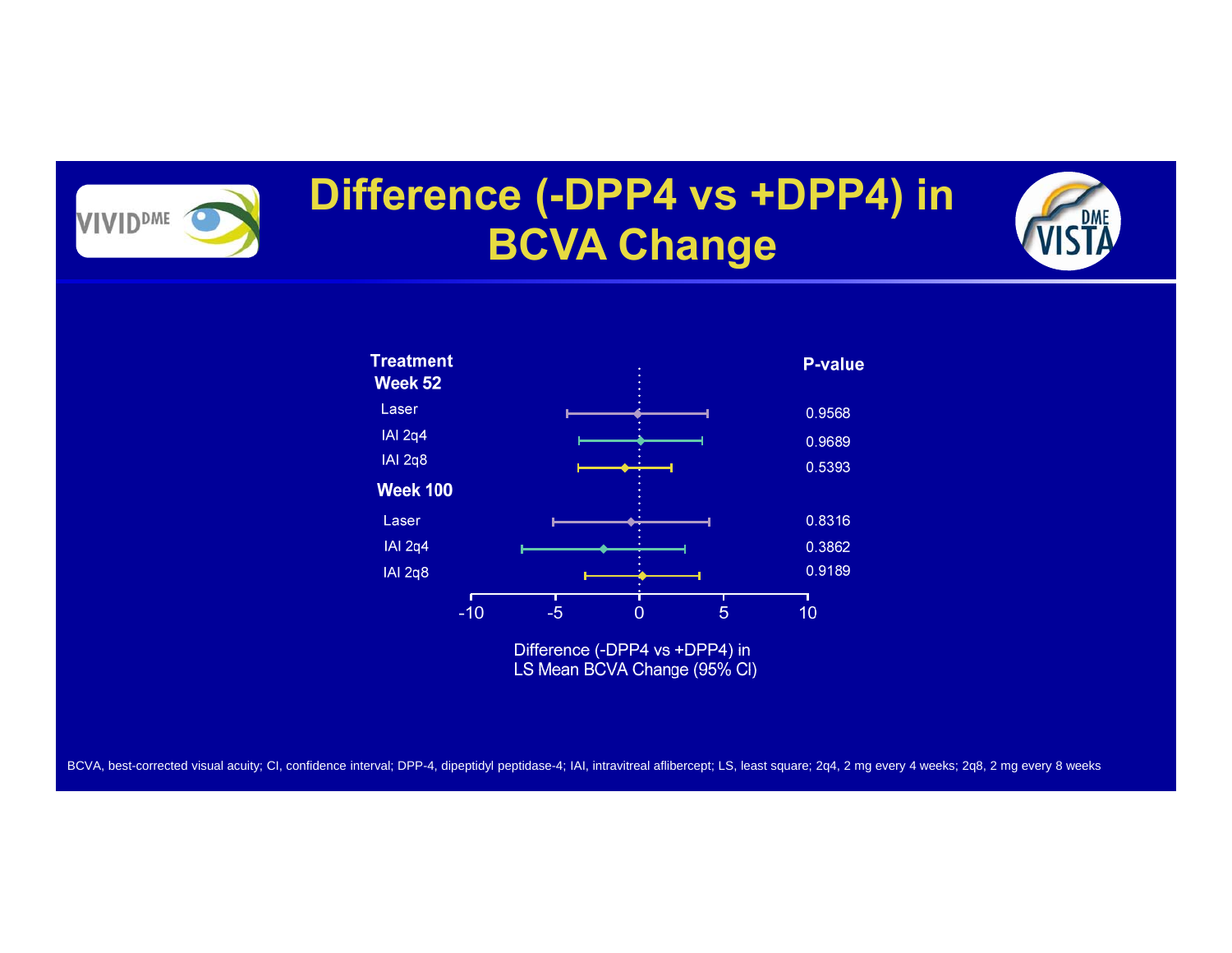# Difference (-DPP4 vs +DPP4) in BCVA Change

| Treatment | P-value |
|---|---|
| **Week 52** | |
| Laser | 0.9568 |
| IAI 2q4 | 0.9689 |
| IAI 2q8 | 0.5393 |
| **Week 100** | |
| Laser | 0.8316 |
| IAI 2q4 | 0.3862 |
| IAI 2q8 | 0.9189 |

Difference (-DPP4 vs +DPP4) in LS Mean BCVA Change (95% CI)

BCVA, best-corrected visual acuity; CI, confidence interval; DPP-4, dipeptidyl peptidase-4; IAI, intravitreal aflibercept; LS, least square; 2q4, 2 mg every 4 weeks; 2q8, 2 mg every 8 weeks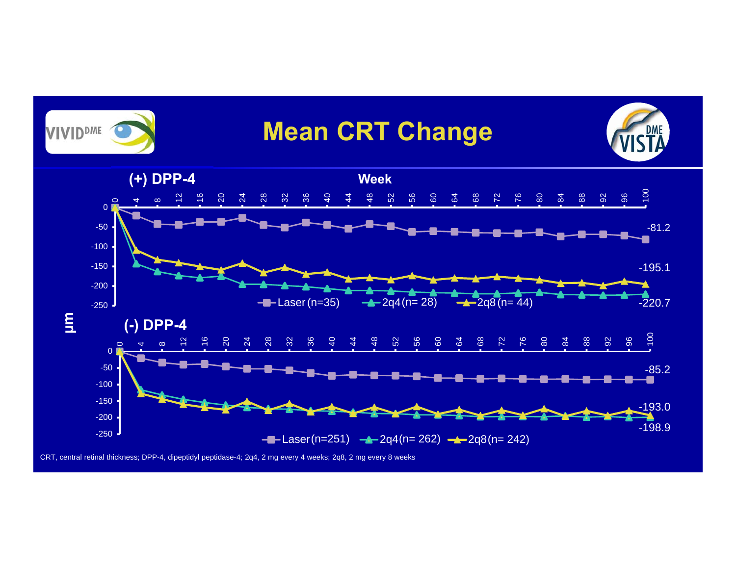# Mean CRT Change

VIVID DME | VISTA DME

**(+) DPP-4**

Week

| Arm | Week 100 |
|---|---|
| Laser (n=35) | -81.2 |
| 2q4 (n= 28) | -220.7 |
| 2q8 (n= 44) | -195.1 |

µm

**(-) DPP-4**

| Arm | Week 100 |
|---|---|
| Laser (n=251) | -85.2 |
| 2q4 (n= 262) | -198.9 |
| 2q8 (n= 242) | -193.0 |

CRT, central retinal thickness; DPP-4, dipeptidyl peptidase-4; 2q4, 2 mg every 4 weeks; 2q8, 2 mg every 8 weeks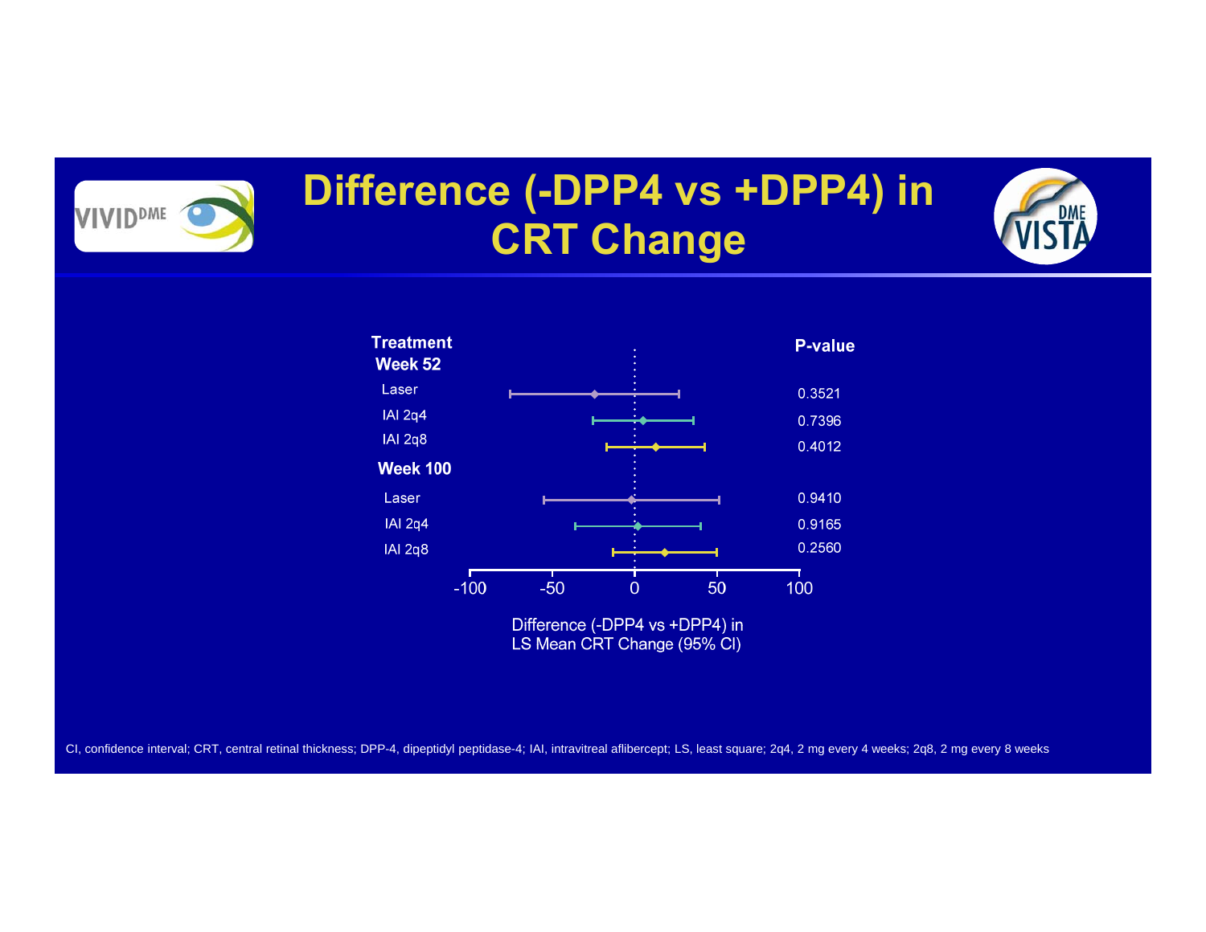# Difference (-DPP4 vs +DPP4) in CRT Change

| Treatment | P-value |
|---|---|
| **Week 52** | |
| Laser | 0.3521 |
| IAI 2q4 | 0.7396 |
| IAI 2q8 | 0.4012 |
| **Week 100** | |
| Laser | 0.9410 |
| IAI 2q4 | 0.9165 |
| IAI 2q8 | 0.2560 |

-100 -50 0 50 100

Difference (-DPP4 vs +DPP4) in LS Mean CRT Change (95% CI)

CI, confidence interval; CRT, central retinal thickness; DPP-4, dipeptidyl peptidase-4; IAI, intravitreal aflibercept; LS, least square; 2q4, 2 mg every 4 weeks; 2q8, 2 mg every 8 weeks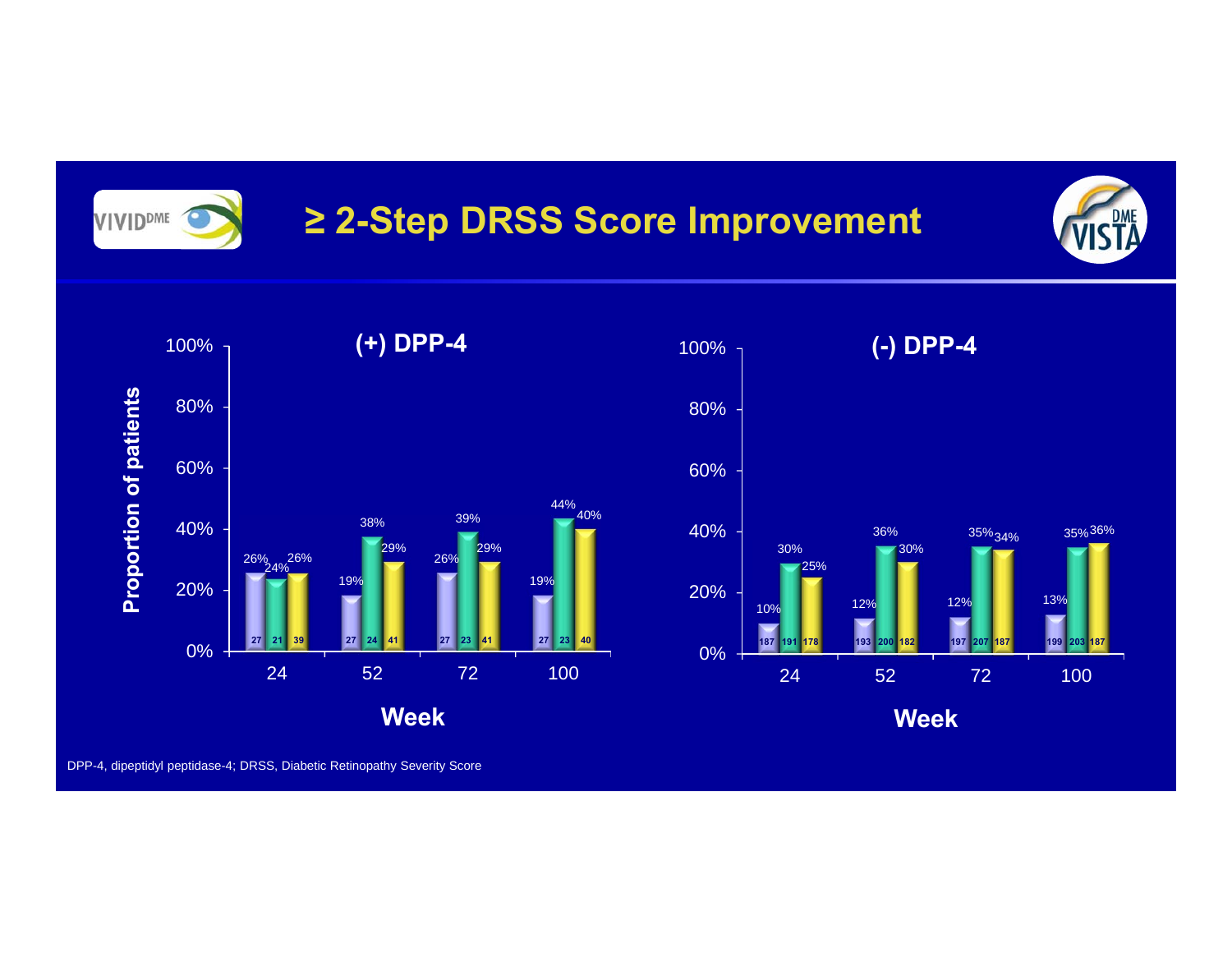# ≥ 2-Step DRSS Score Improvement

VIVID[DME] | VISTA[DME]

**(+) DPP-4**

| Week | Bar 1 | Bar 2 | Bar 3 |
|---|---|---|---|
| 24 | 26% (n=27) | 24% (n=21) | 26% (n=39) |
| 52 | 19% (n=27) | 38% (n=24) | 29% (n=41) |
| 72 | 26% (n=27) | 39% (n=23) | 29% (n=41) |
| 100 | 19% (n=27) | 44% (n=23) | 40% (n=40) |

**(-) DPP-4**

| Week | Bar 1 | Bar 2 | Bar 3 |
|---|---|---|---|
| 24 | 10% (n=187) | 30% (n=191) | 25% (n=178) |
| 52 | 12% (n=193) | 36% (n=200) | 30% (n=182) |
| 72 | 12% (n=197) | 35% (n=207) | 34% (n=187) |
| 100 | 13% (n=199) | 35% (n=203) | 36% (n=187) |

Y-axis: Proportion of patients; X-axis: Week

DPP-4, dipeptidyl peptidase-4; DRSS, Diabetic Retinopathy Severity Score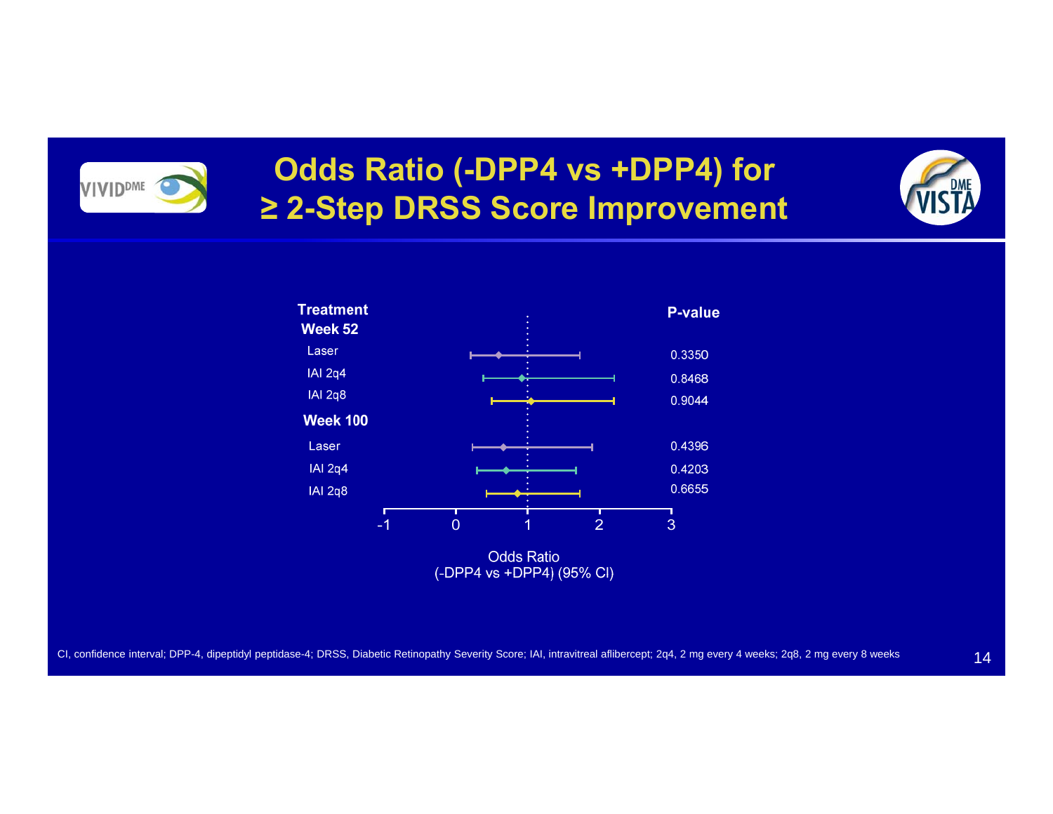# Odds Ratio (-DPP4 vs +DPP4) for ≥ 2-Step DRSS Score Improvement

| Treatment | P-value |
|---|---|
| **Week 52** | |
| Laser | 0.3350 |
| IAI 2q4 | 0.8468 |
| IAI 2q8 | 0.9044 |
| **Week 100** | |
| Laser | 0.4396 |
| IAI 2q4 | 0.4203 |
| IAI 2q8 | 0.6655 |

Odds Ratio (-DPP4 vs +DPP4) (95% CI)

CI, confidence interval; DPP-4, dipeptidyl peptidase-4; DRSS, Diabetic Retinopathy Severity Score; IAI, intravitreal aflibercept; 2q4, 2 mg every 4 weeks; 2q8, 2 mg every 8 weeks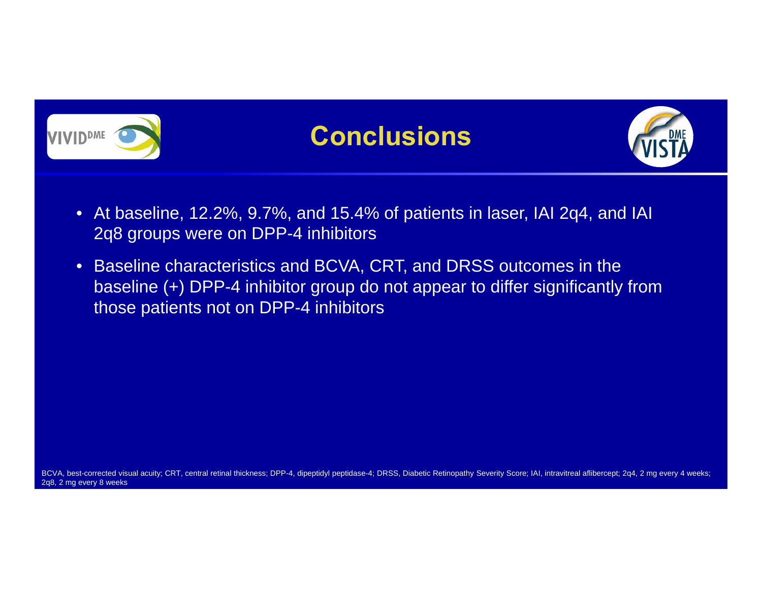# Conclusions

- At baseline, 12.2%, 9.7%, and 15.4% of patients in laser, IAI 2q4, and IAI 2q8 groups were on DPP-4 inhibitors
- Baseline characteristics and BCVA, CRT, and DRSS outcomes in the baseline (+) DPP-4 inhibitor group do not appear to differ significantly from those patients not on DPP-4 inhibitors

BCVA, best-corrected visual acuity; CRT, central retinal thickness; DPP-4, dipeptidyl peptidase-4; DRSS, Diabetic Retinopathy Severity Score; IAI, intravitreal aflibercept; 2q4, 2 mg every 4 weeks; 2q8, 2 mg every 8 weeks